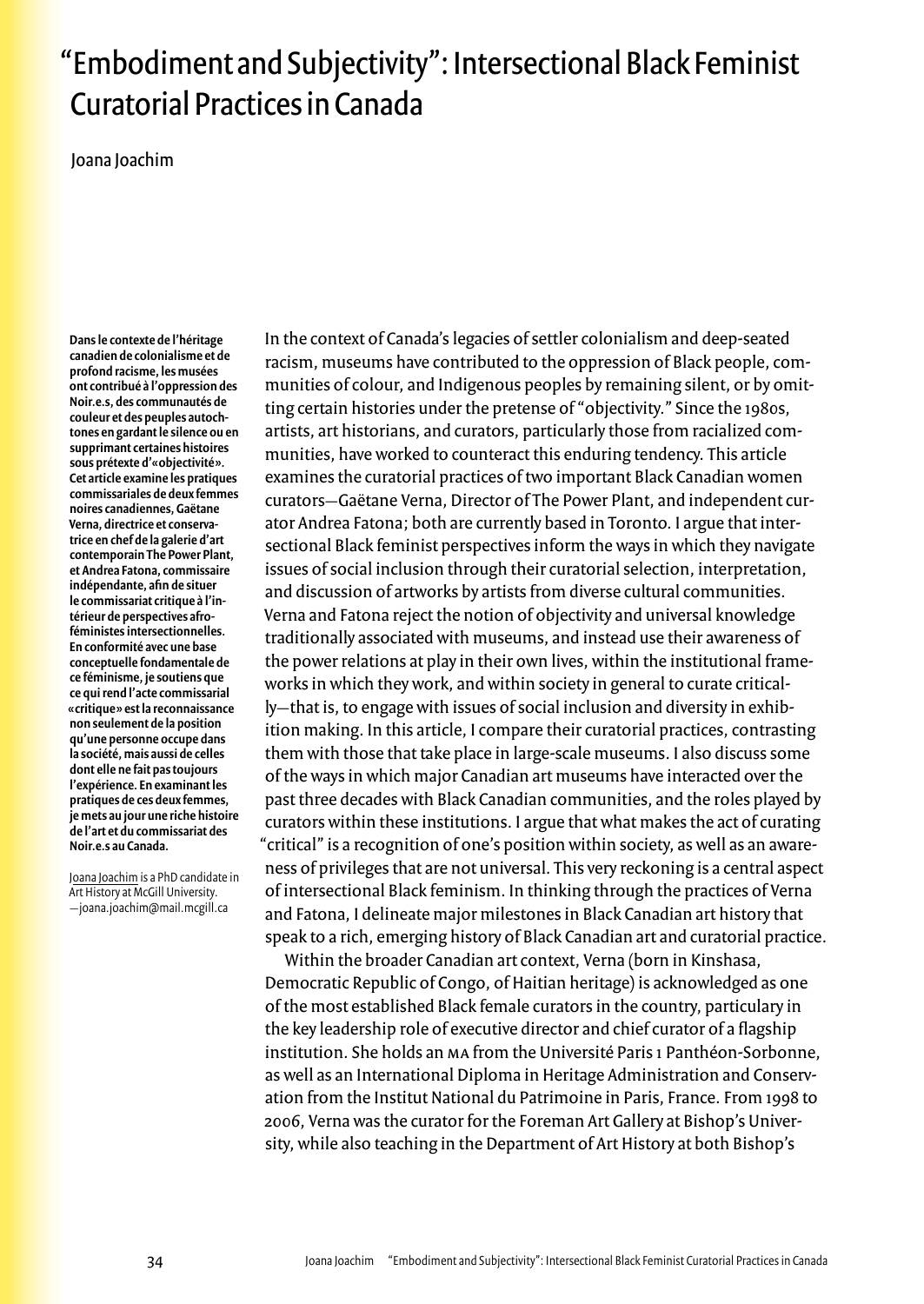# "Embodiment and Subjectivity": Intersectional Black Feminist Curatorial Practices in Canada

Joana Joachim

**Dans le contexte de l'héritage canadien de colonialisme et de profond racisme, les musées ont contribué à l'oppression des Noir.e.s, des communautés de couleur et des peuples autochtones en gardant le silence ou en supprimant certaines histoires sous prétexte d'«objectivité». Cet article examine les pratiques commissariales de deux femmes noires canadiennes, Gaëtane Verna, directrice et conservatrice en chef de la galerie d'art contemporain The Power Plant, et Andrea Fatona, commissaire indépendante, afin de situer le commissariat critique à l'intérieur de perspectives afro-féministes intersectionnelles. En conformité avec une base conceptuelle fondamentale de ce féminisme, je soutiens que ce qui rend l'acte commissarial «critique» est la reconnaissance non seulement de la position qu'une personne occupe dans la société, mais aussi de celles dont elle ne fait pas toujours l'expérience. En examinant les pratiques de ces deux femmes, je mets au jour une riche histoire de l'art et du commissariat des Noir.e.s au Canada.**

Joana Joachim is a PhD candidate in Art History at McGill University.
—joana.joachim@mail.mcgill.ca

In the context of Canada's legacies of settler colonialism and deep-seated racism, museums have contributed to the oppression of Black people, communities of colour, and Indigenous peoples by remaining silent, or by omitting certain histories under the pretense of "objectivity." Since the 1980s, artists, art historians, and curators, particularly those from racialized communities, have worked to counteract this enduring tendency. This article examines the curatorial practices of two important Black Canadian women curators—Gaëtane Verna, Director of The Power Plant, and independent curator Andrea Fatona; both are currently based in Toronto. I argue that intersectional Black feminist perspectives inform the ways in which they navigate issues of social inclusion through their curatorial selection, interpretation, and discussion of artworks by artists from diverse cultural communities. Verna and Fatona reject the notion of objectivity and universal knowledge traditionally associated with museums, and instead use their awareness of the power relations at play in their own lives, within the institutional frameworks in which they work, and within society in general to curate critically—that is, to engage with issues of social inclusion and diversity in exhibition making. In this article, I compare their curatorial practices, contrasting them with those that take place in large-scale museums. I also discuss some of the ways in which major Canadian art museums have interacted over the past three decades with Black Canadian communities, and the roles played by curators within these institutions. I argue that what makes the act of curating "critical" is a recognition of one's position within society, as well as an awareness of privileges that are not universal. This very reckoning is a central aspect of intersectional Black feminism. In thinking through the practices of Verna and Fatona, I delineate major milestones in Black Canadian art history that speak to a rich, emerging history of Black Canadian art and curatorial practice.

Within the broader Canadian art context, Verna (born in Kinshasa, Democratic Republic of Congo, of Haitian heritage) is acknowledged as one of the most established Black female curators in the country, particulary in the key leadership role of executive director and chief curator of a flagship institution. She holds an MA from the Université Paris 1 Panthéon-Sorbonne, as well as an International Diploma in Heritage Administration and Conservation from the Institut National du Patrimoine in Paris, France. From 1998 to 2006, Verna was the curator for the Foreman Art Gallery at Bishop's University, while also teaching in the Department of Art History at both Bishop's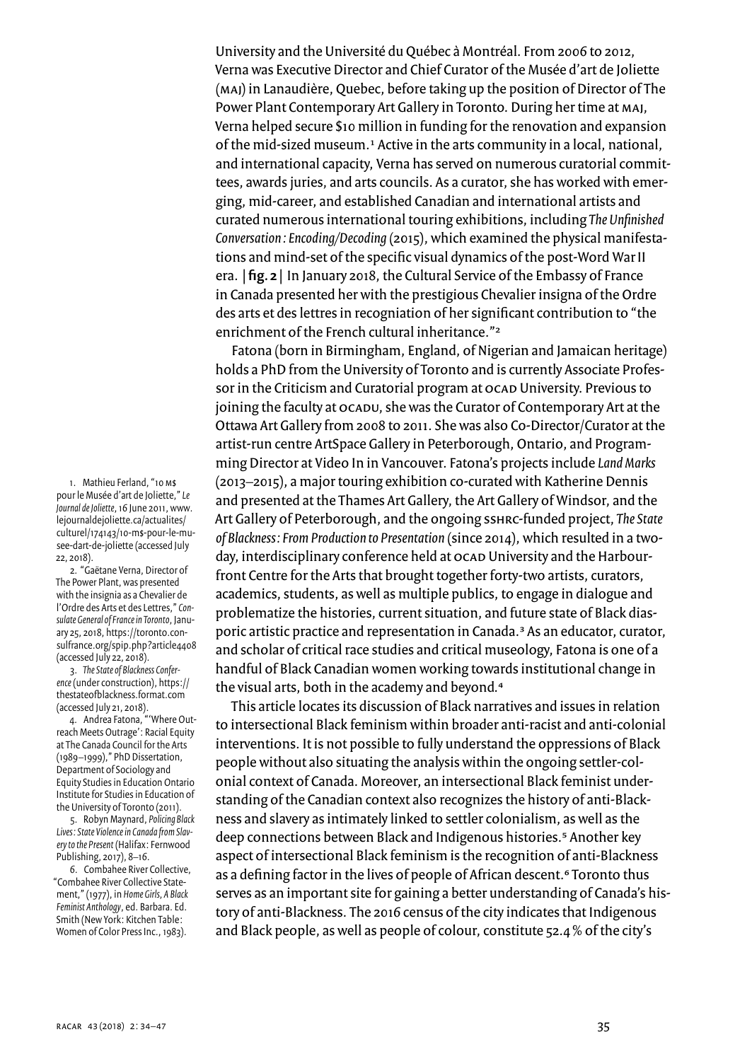University and the Université du Québec à Montréal. From 2006 to 2012, Verna was Executive Director and Chief Curator of the Musée d'art de Joliette (MAJ) in Lanaudière, Quebec, before taking up the position of Director of The Power Plant Contemporary Art Gallery in Toronto. During her time at MAJ, Verna helped secure $10 million in funding for the renovation and expansion of the mid-sized museum.[1] Active in the arts community in a local, national, and international capacity, Verna has served on numerous curatorial committees, awards juries, and arts councils. As a curator, she has worked with emerging, mid-career, and established Canadian and international artists and curated numerous international touring exhibitions, including *The Unfinished Conversation: Encoding/Decoding* (2015), which examined the physical manifestations and mind-set of the specific visual dynamics of the post-Word War II era. | **fig. 2** | In January 2018, the Cultural Service of the Embassy of France in Canada presented her with the prestigious Chevalier insigna of the Ordre des arts et des lettres in recogniation of her significant contribution to "the enrichment of the French cultural inheritance."[2]

Fatona (born in Birmingham, England, of Nigerian and Jamaican heritage) holds a PhD from the University of Toronto and is currently Associate Professor in the Criticism and Curatorial program at OCAD University. Previous to joining the faculty at OCADU, she was the Curator of Contemporary Art at the Ottawa Art Gallery from 2008 to 2011. She was also Co-Director/Curator at the artist-run centre ArtSpace Gallery in Peterborough, Ontario, and Programming Director at Video In in Vancouver. Fatona's projects include *Land Marks* (2013–2015), a major touring exhibition co-curated with Katherine Dennis and presented at the Thames Art Gallery, the Art Gallery of Windsor, and the Art Gallery of Peterborough, and the ongoing SSHRC-funded project, *The State of Blackness: From Production to Presentation* (since 2014), which resulted in a two-day, interdisciplinary conference held at OCAD University and the Harbourfront Centre for the Arts that brought together forty-two artists, curators, academics, students, as well as multiple publics, to engage in dialogue and problematize the histories, current situation, and future state of Black diasporic artistic practice and representation in Canada.[3] As an educator, curator, and scholar of critical race studies and critical museology, Fatona is one of a handful of Black Canadian women working towards institutional change in the visual arts, both in the academy and beyond.[4]

This article locates its discussion of Black narratives and issues in relation to intersectional Black feminism within broader anti-racist and anti-colonial interventions. It is not possible to fully understand the oppressions of Black people without also situating the analysis within the ongoing settler-colonial context of Canada. Moreover, an intersectional Black feminist understanding of the Canadian context also recognizes the history of anti-Blackness and slavery as intimately linked to settler colonialism, as well as the deep connections between Black and Indigenous histories.[5] Another key aspect of intersectional Black feminism is the recognition of anti-Blackness as a defining factor in the lives of people of African descent.[6] Toronto thus serves as an important site for gaining a better understanding of Canada's history of anti-Blackness. The 2016 census of the city indicates that Indigenous and Black people, as well as people of colour, constitute 52.4 % of the city's

1. Mathieu Ferland, "10 M$ pour le Musée d'art de Joliette," *Le Journal de Joliette*, 16 June 2011, www.lejournaldejoliette.ca/actualites/culturel/174143/10-m$-pour-le-musee-dart-de-joliette (accessed July 22, 2018).

2. "Gaëtane Verna, Director of The Power Plant, was presented with the insignia as a Chevalier de l'Ordre des Arts et des Lettres," *Consulate General of France in Toronto*, January 25, 2018, https://toronto.consulfrance.org/spip.php?article4408 (accessed July 22, 2018).

3. *The State of Blackness Conference* (under construction), https://thestateofblackness.format.com (accessed July 21, 2018).

4. Andrea Fatona, "'Where Outreach Meets Outrage': Racial Equity at The Canada Council for the Arts (1989–1999)," PhD Dissertation, Department of Sociology and Equity Studies in Education Ontario Institute for Studies in Education of the University of Toronto (2011).

5. Robyn Maynard, *Policing Black Lives: State Violence in Canada from Slavery to the Present* (Halifax: Fernwood Publishing, 2017), 8–16.

6. Combahee River Collective, "Combahee River Collective Statement," (1977), in *Home Girls, A Black Feminist Anthology*, ed. Barbara. Ed. Smith (New York: Kitchen Table: Women of Color Press Inc., 1983).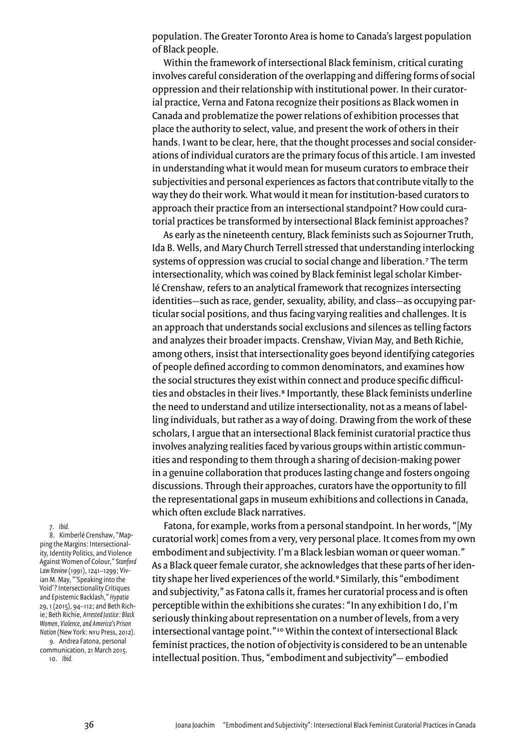population. The Greater Toronto Area is home to Canada's largest population of Black people.

Within the framework of intersectional Black feminism, critical curating involves careful consideration of the overlapping and differing forms of social oppression and their relationship with institutional power. In their curatorial practice, Verna and Fatona recognize their positions as Black women in Canada and problematize the power relations of exhibition processes that place the authority to select, value, and present the work of others in their hands. I want to be clear, here, that the thought processes and social considerations of individual curators are the primary focus of this article. I am invested in understanding what it would mean for museum curators to embrace their subjectivities and personal experiences as factors that contribute vitally to the way they do their work. What would it mean for institution-based curators to approach their practice from an intersectional standpoint? How could curatorial practices be transformed by intersectional Black feminist approaches?

As early as the nineteenth century, Black feminists such as Sojourner Truth, Ida B. Wells, and Mary Church Terrell stressed that understanding interlocking systems of oppression was crucial to social change and liberation.[7] The term intersectionality, which was coined by Black feminist legal scholar Kimberlé Crenshaw, refers to an analytical framework that recognizes intersecting identities—such as race, gender, sexuality, ability, and class—as occupying particular social positions, and thus facing varying realities and challenges. It is an approach that understands social exclusions and silences as telling factors and analyzes their broader impacts. Crenshaw, Vivian May, and Beth Richie, among others, insist that intersectionality goes beyond identifying categories of people defined according to common denominators, and examines how the social structures they exist within connect and produce specific difficulties and obstacles in their lives.[8] Importantly, these Black feminists underline the need to understand and utilize intersectionality, not as a means of labelling individuals, but rather as a way of doing. Drawing from the work of these scholars, I argue that an intersectional Black feminist curatorial practice thus involves analyzing realities faced by various groups within artistic communities and responding to them through a sharing of decision-making power in a genuine collaboration that produces lasting change and fosters ongoing discussions. Through their approaches, curators have the opportunity to fill the representational gaps in museum exhibitions and collections in Canada, which often exclude Black narratives.

Fatona, for example, works from a personal standpoint. In her words, "[My curatorial work] comes from a very, very personal place. It comes from my own embodiment and subjectivity. I'm a Black lesbian woman or queer woman." As a Black queer female curator, she acknowledges that these parts of her identity shape her lived experiences of the world.[9] Similarly, this "embodiment and subjectivity," as Fatona calls it, frames her curatorial process and is often perceptible within the exhibitions she curates: "In any exhibition I do, I'm seriously thinking about representation on a number of levels, from a very intersectional vantage point."[10] Within the context of intersectional Black feminist practices, the notion of objectivity is considered to be an untenable intellectual position. Thus, "embodiment and subjectivity"— embodied

7. *Ibid.*

8. Kimberlé Crenshaw, "Mapping the Margins: Intersectionality, Identity Politics, and Violence Against Women of Colour," *Stanford Law Review* (1991), 1241–1299; Vivian M. May, "'Speaking into the Void'? Intersectionality Critiques and Epistemic Backlash," *Hypatia* 29, 1 (2015), 94–112; and Beth Richie; Beth Richie, *Arrested Justice: Black Women, Violence, and America's Prison Nation* (New York: NYU Press, 2012).

9. Andrea Fatona, personal communication, 21 March 2015.

10. *Ibid.*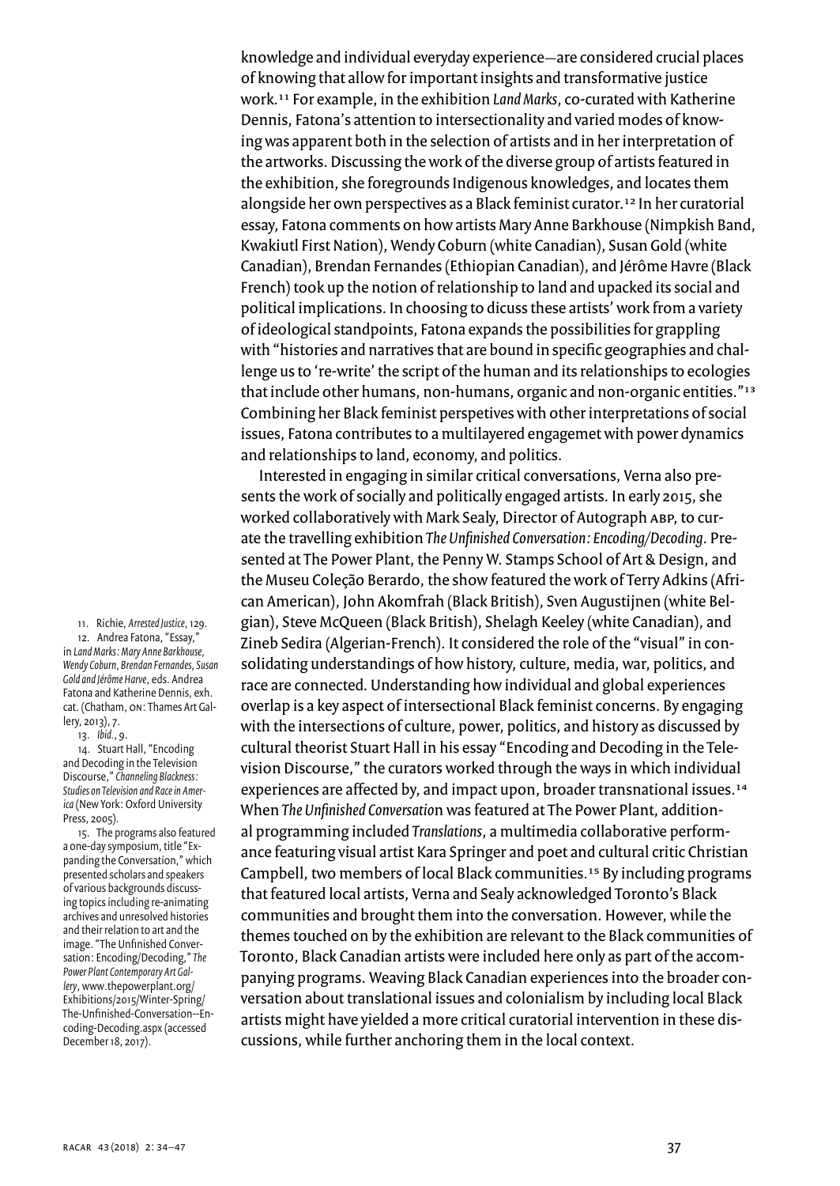knowledge and individual everyday experience—are considered crucial places of knowing that allow for important insights and transformative justice work.[11] For example, in the exhibition *Land Marks*, co-curated with Katherine Dennis, Fatona's attention to intersectionality and varied modes of knowing was apparent both in the selection of artists and in her interpretation of the artworks. Discussing the work of the diverse group of artists featured in the exhibition, she foregrounds Indigenous knowledges, and locates them alongside her own perspectives as a Black feminist curator.[12] In her curatorial essay, Fatona comments on how artists Mary Anne Barkhouse (Nimpkish Band, Kwakiutl First Nation), Wendy Coburn (white Canadian), Susan Gold (white Canadian), Brendan Fernandes (Ethiopian Canadian), and Jérôme Havre (Black French) took up the notion of relationship to land and upacked its social and political implications. In choosing to dicuss these artists' work from a variety of ideological standpoints, Fatona expands the possibilities for grappling with "histories and narratives that are bound in specific geographies and challenge us to 're-write' the script of the human and its relationships to ecologies that include other humans, non-humans, organic and non-organic entities."[13] Combining her Black feminist perspectives with other interpretations of social issues, Fatona contributes to a multilayered engagemet with power dynamics and relationships to land, economy, and politics.

Interested in engaging in similar critical conversations, Verna also presents the work of socially and politically engaged artists. In early 2015, she worked collaboratively with Mark Sealy, Director of Autograph ABP, to curate the travelling exhibition *The Unfinished Conversation: Encoding/Decoding*. Presented at The Power Plant, the Penny W. Stamps School of Art & Design, and the Museu Coleção Berardo, the show featured the work of Terry Adkins (African American), John Akomfrah (Black British), Sven Augustijnen (white Belgian), Steve McQueen (Black British), Shelagh Keeley (white Canadian), and Zineb Sedira (Algerian-French). It considered the role of the "visual" in consolidating understandings of how history, culture, media, war, politics, and race are connected. Understanding how individual and global experiences overlap is a key aspect of intersectional Black feminist concerns. By engaging with the intersections of culture, power, politics, and history as discussed by cultural theorist Stuart Hall in his essay "Encoding and Decoding in the Television Discourse," the curators worked through the ways in which individual experiences are affected by, and impact upon, broader transnational issues.[14] When *The Unfinished Conversation* was featured at The Power Plant, additional programming included *Translations*, a multimedia collaborative performance featuring visual artist Kara Springer and poet and cultural critic Christian Campbell, two members of local Black communities.[15] By including programs that featured local artists, Verna and Sealy acknowledged Toronto's Black communities and brought them into the conversation. However, while the themes touched on by the exhibition are relevant to the Black communities of Toronto, Black Canadian artists were included here only as part of the accompanying programs. Weaving Black Canadian experiences into the broader conversation about translational issues and colonialism by including local Black artists might have yielded a more critical curatorial intervention in these discussions, while further anchoring them in the local context.

---

11. Richie, *Arrested Justice*, 129.

12. Andrea Fatona, "Essay," in *Land Marks: Mary Anne Barkhouse, Wendy Coburn, Brendan Fernandes, Susan Gold and Jérôme Harve*, eds. Andrea Fatona and Katherine Dennis, exh. cat. (Chatham, ON: Thames Art Gallery, 2013), 7.

13. *Ibid.*, 9.

14. Stuart Hall, "Encoding and Decoding in the Television Discourse," *Channeling Blackness: Studies on Television and Race in America* (New York: Oxford University Press, 2005).

15. The programs also featured a one-day symposium, title "Expanding the Conversation," which presented scholars and speakers of various backgrounds discussing topics including re-animating archives and unresolved histories and their relation to art and the image. "The Unfinished Conversation: Encoding/Decoding," *The Power Plant Contemporary Art Gallery*, www.thepowerplant.org/Exhibitions/2015/Winter-Spring/The-Unfinished-Conversation--Encoding-Decoding.aspx (accessed December 18, 2017).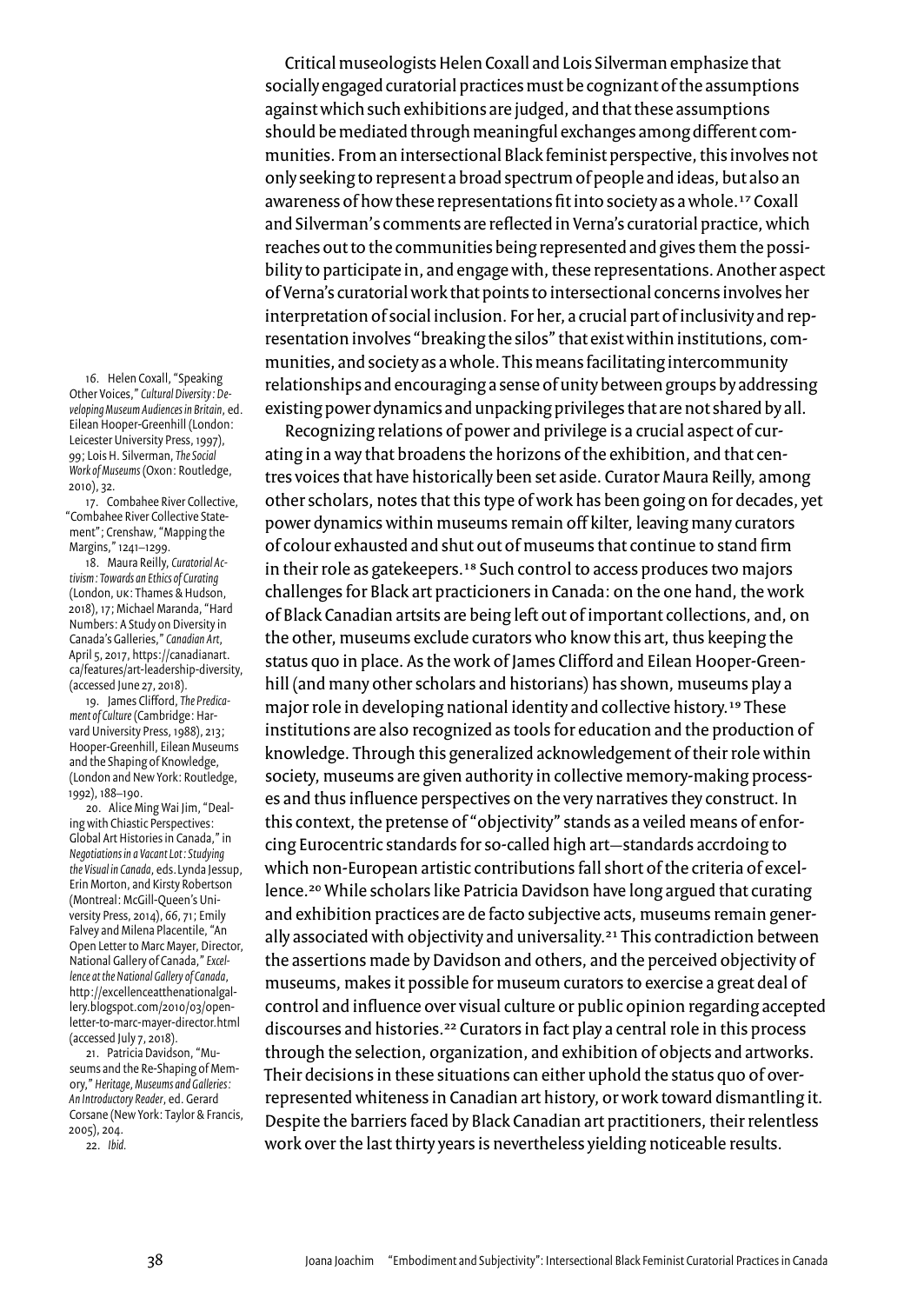Critical museologists Helen Coxall and Lois Silverman emphasize that socially engaged curatorial practices must be cognizant of the assumptions against which such exhibitions are judged, and that these assumptions should be mediated through meaningful exchanges among different communities. From an intersectional Black feminist perspective, this involves not only seeking to represent a broad spectrum of people and ideas, but also an awareness of how these representations fit into society as a whole.[17] Coxall and Silverman's comments are reflected in Verna's curatorial practice, which reaches out to the communities being represented and gives them the possibility to participate in, and engage with, these representations. Another aspect of Verna's curatorial work that points to intersectional concerns involves her interpretation of social inclusion. For her, a crucial part of inclusivity and representation involves "breaking the silos" that exist within institutions, communities, and society as a whole. This means facilitating intercommunity relationships and encouraging a sense of unity between groups by addressing existing power dynamics and unpacking privileges that are not shared by all.

Recognizing relations of power and privilege is a crucial aspect of curating in a way that broadens the horizons of the exhibition, and that centres voices that have historically been set aside. Curator Maura Reilly, among other scholars, notes that this type of work has been going on for decades, yet power dynamics within museums remain off kilter, leaving many curators of colour exhausted and shut out of museums that continue to stand firm in their role as gatekeepers.[18] Such control to access produces two majors challenges for Black art practicioners in Canada: on the one hand, the work of Black Canadian artsits are being left out of important collections, and, on the other, museums exclude curators who know this art, thus keeping the status quo in place. As the work of James Clifford and Eilean Hooper-Greenhill (and many other scholars and historians) has shown, museums play a major role in developing national identity and collective history.[19] These institutions are also recognized as tools for education and the production of knowledge. Through this generalized acknowledgement of their role within society, museums are given authority in collective memory-making processes and thus influence perspectives on the very narratives they construct. In this context, the pretense of "objectivity" stands as a veiled means of enforcing Eurocentric standards for so-called high art—standards accrdoing to which non-European artistic contributions fall short of the criteria of excellence.[20] While scholars like Patricia Davidson have long argued that curating and exhibition practices are de facto subjective acts, museums remain generally associated with objectivity and universality.[21] This contradiction between the assertions made by Davidson and others, and the perceived objectivity of museums, makes it possible for museum curators to exercise a great deal of control and influence over visual culture or public opinion regarding accepted discourses and histories.[22] Curators in fact play a central role in this process through the selection, organization, and exhibition of objects and artworks. Their decisions in these situations can either uphold the status quo of overrepresented whiteness in Canadian art history, or work toward dismantling it. Despite the barriers faced by Black Canadian art practitioners, their relentless work over the last thirty years is nevertheless yielding noticeable results.

---

16. Helen Coxall, "Speaking Other Voices," *Cultural Diversity: Developing Museum Audiences in Britain*, ed. Eilean Hooper-Greenhill (London: Leicester University Press, 1997), 99; Lois H. Silverman, *The Social Work of Museums* (Oxon: Routledge, 2010), 32.

17. Combahee River Collective, "Combahee River Collective Statement"; Crenshaw, "Mapping the Margins," 1241–1299.

18. Maura Reilly, *Curatorial Activism: Towards an Ethics of Curating* (London, UK: Thames & Hudson, 2018), 17; Michael Maranda, "Hard Numbers: A Study on Diversity in Canada's Galleries," *Canadian Art*, April 5, 2017, https://canadianart.ca/features/art-leadership-diversity, (accessed June 27, 2018).

19. James Clifford, *The Predicament of Culture* (Cambridge: Harvard University Press, 1988), 213; Hooper-Greenhill, Eilean Museums and the Shaping of Knowledge, (London and New York: Routledge, 1992), 188–190.

20. Alice Ming Wai Jim, "Dealing with Chiastic Perspectives: Global Art Histories in Canada," in *Negotiations in a Vacant Lot: Studying the Visual in Canada*, eds. Lynda Jessup, Erin Morton, and Kirsty Robertson (Montreal: McGill-Queen's University Press, 2014), 66, 71; Emily Falvey and Milena Placentile, "An Open Letter to Marc Mayer, Director, National Gallery of Canada," *Excellence at the National Gallery of Canada*, http://excellenceatthenationalgallery.blogspot.com/2010/03/open-letter-to-marc-mayer-director.html (accessed July 7, 2018).

21. Patricia Davidson, "Museums and the Re-Shaping of Memory," *Heritage, Museums and Galleries: An Introductory Reader*, ed. Gerard Corsane (New York: Taylor & Francis, 2005), 204.

22. *Ibid.*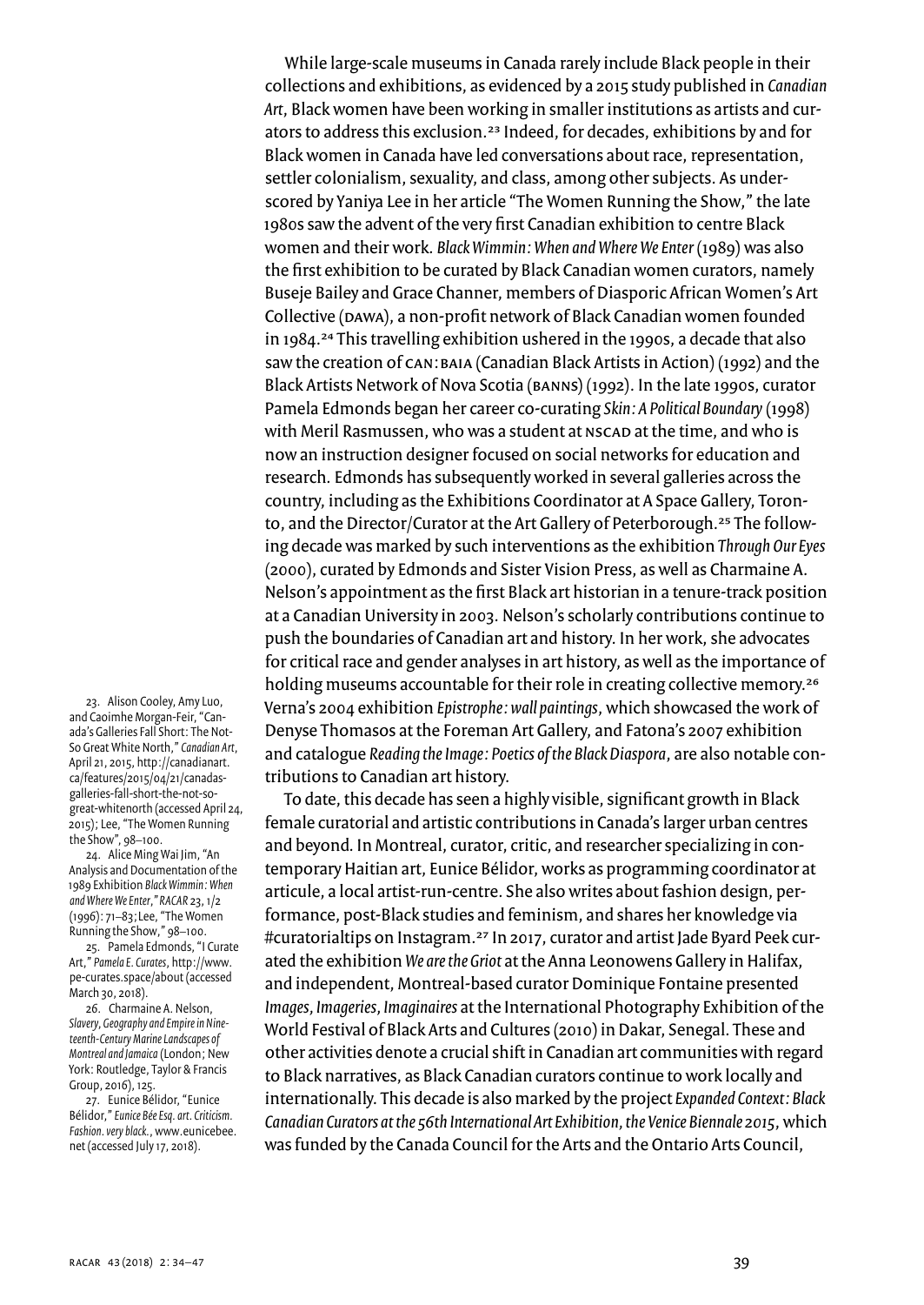While large-scale museums in Canada rarely include Black people in their collections and exhibitions, as evidenced by a 2015 study published in *Canadian Art*, Black women have been working in smaller institutions as artists and curators to address this exclusion.[23] Indeed, for decades, exhibitions by and for Black women in Canada have led conversations about race, representation, settler colonialism, sexuality, and class, among other subjects. As underscored by Yaniya Lee in her article "The Women Running the Show," the late 1980s saw the advent of the very first Canadian exhibition to centre Black women and their work. *Black Wimmin: When and Where We Enter* (1989) was also the first exhibition to be curated by Black Canadian women curators, namely Buseje Bailey and Grace Channer, members of Diasporic African Women's Art Collective (DAWA), a non-profit network of Black Canadian women founded in 1984.[24] This travelling exhibition ushered in the 1990s, a decade that also saw the creation of CAN:BAIA (Canadian Black Artists in Action) (1992) and the Black Artists Network of Nova Scotia (BANNS) (1992). In the late 1990s, curator Pamela Edmonds began her career co-curating *Skin: A Political Boundary* (1998) with Meril Rasmussen, who was a student at NSCAD at the time, and who is now an instruction designer focused on social networks for education and research. Edmonds has subsequently worked in several galleries across the country, including as the Exhibitions Coordinator at A Space Gallery, Toronto, and the Director/Curator at the Art Gallery of Peterborough.[25] The following decade was marked by such interventions as the exhibition *Through Our Eyes* (2000), curated by Edmonds and Sister Vision Press, as well as Charmaine A. Nelson's appointment as the first Black art historian in a tenure-track position at a Canadian University in 2003. Nelson's scholarly contributions continue to push the boundaries of Canadian art and history. In her work, she advocates for critical race and gender analyses in art history, as well as the importance of holding museums accountable for their role in creating collective memory.[26] Verna's 2004 exhibition *Epistrophe: wall paintings*, which showcased the work of Denyse Thomasos at the Foreman Art Gallery, and Fatona's 2007 exhibition and catalogue *Reading the Image: Poetics of the Black Diaspora*, are also notable contributions to Canadian art history.

To date, this decade has seen a highly visible, significant growth in Black female curatorial and artistic contributions in Canada's larger urban centres and beyond. In Montreal, curator, critic, and researcher specializing in contemporary Haitian art, Eunice Bélidor, works as programming coordinator at articule, a local artist-run-centre. She also writes about fashion design, performance, post-Black studies and feminism, and shares her knowledge via #curatorialtips on Instagram.[27] In 2017, curator and artist Jade Byard Peek curated the exhibition *We are the Griot* at the Anna Leonowens Gallery in Halifax, and independent, Montreal-based curator Dominique Fontaine presented *Images, Imageries, Imaginaires* at the International Photography Exhibition of the World Festival of Black Arts and Cultures (2010) in Dakar, Senegal. These and other activities denote a crucial shift in Canadian art communities with regard to Black narratives, as Black Canadian curators continue to work locally and internationally. This decade is also marked by the project *Expanded Context: Black Canadian Curators at the 56th International Art Exhibition, the Venice Biennale 2015*, which was funded by the Canada Council for the Arts and the Ontario Arts Council,

23. Alison Cooley, Amy Luo, and Caoimhe Morgan-Feir, "Canada's Galleries Fall Short: The Not-So Great White North," *Canadian Art*, April 21, 2015, http://canadianart.ca/features/2015/04/21/canadas-galleries-fall-short-the-not-so-great-whitenorth (accessed April 24, 2015); Lee, "The Women Running the Show", 98–100.

24. Alice Ming Wai Jim, "An Analysis and Documentation of the 1989 Exhibition *Black Wimmin: When and Where We Enter*," *RACAR* 23, 1/2 (1996): 71–83; Lee, "The Women Running the Show," 98–100.

25. Pamela Edmonds, "I Curate Art," *Pamela E. Curates*, http://www.pe-curates.space/about (accessed March 30, 2018).

26. Charmaine A. Nelson, *Slavery, Geography and Empire in Nineteenth-Century Marine Landscapes of Montreal and Jamaica* (London; New York: Routledge, Taylor & Francis Group, 2016), 125.

27. Eunice Bélidor, "Eunice Bélidor," *Eunice Bée Esq. art. Criticism. Fashion. very black.*, www.eunicebee.net (accessed July 17, 2018).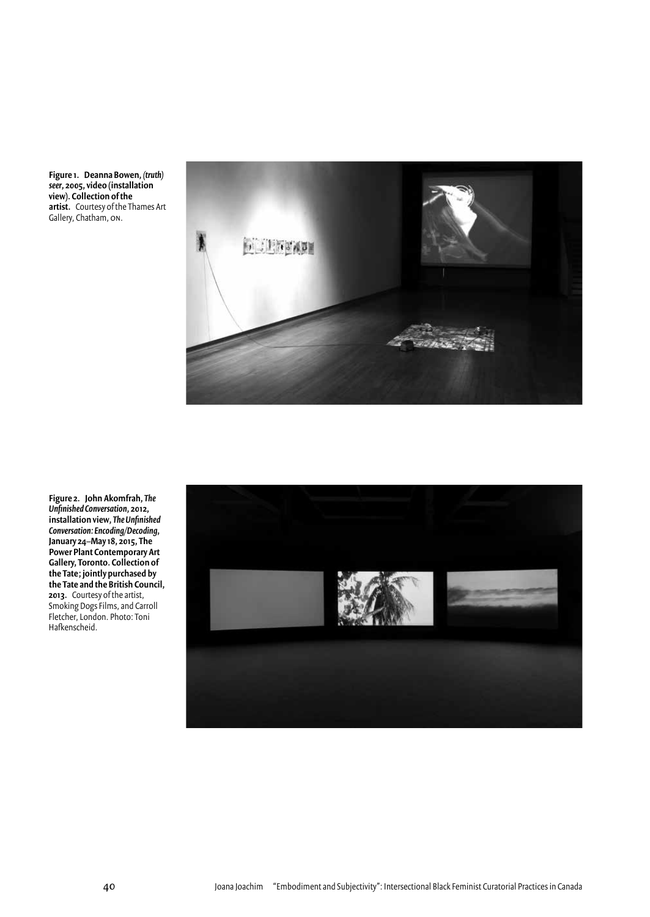**Figure 1. Deanna Bowen, *(truth) seer*, 2005, video (installation view). Collection of the artist.** Courtesy of the Thames Art Gallery, Chatham, ON.

**Figure 2. John Akomfrah, *The Unfinished Conversation*, 2012, installation view, *The Unfinished Conversation: Encoding/Decoding*, January 24–May 18, 2015, The Power Plant Contemporary Art Gallery, Toronto. Collection of the Tate; jointly purchased by the Tate and the British Council, 2013.** Courtesy of the artist, Smoking Dogs Films, and Carroll Fletcher, London. Photo: Toni Hafkenscheid.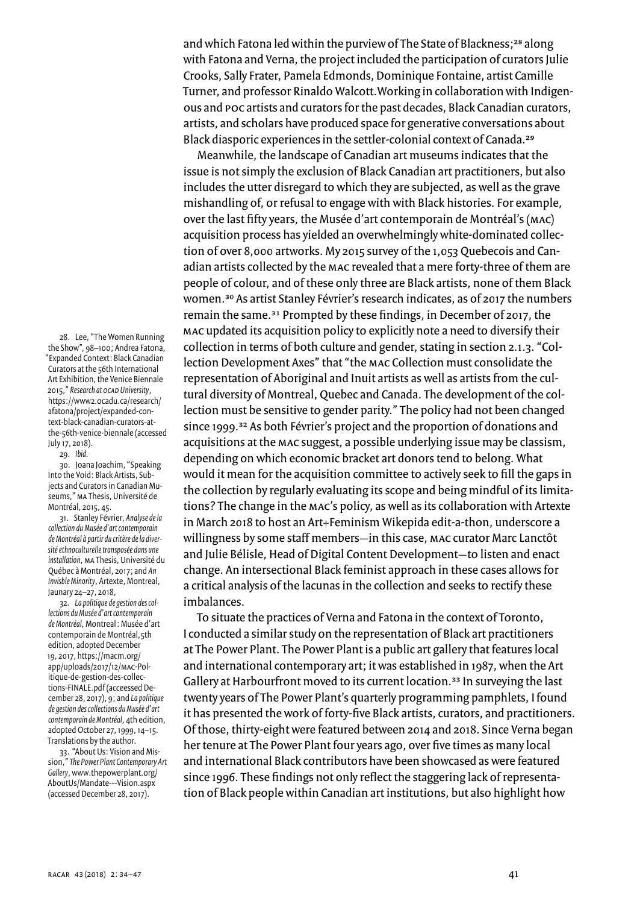and which Fatona led within the purview of The State of Blackness;[28] along with Fatona and Verna, the project included the participation of curators Julie Crooks, Sally Frater, Pamela Edmonds, Dominique Fontaine, artist Camille Turner, and professor Rinaldo Walcott.Working in collaboration with Indigenous and POC artists and curators for the past decades, Black Canadian curators, artists, and scholars have produced space for generative conversations about Black diasporic experiences in the settler-colonial context of Canada.[29]

Meanwhile, the landscape of Canadian art museums indicates that the issue is not simply the exclusion of Black Canadian art practitioners, but also includes the utter disregard to which they are subjected, as well as the grave mishandling of, or refusal to engage with with Black histories. For example, over the last fifty years, the Musée d'art contemporain de Montréal's (MAC) acquisition process has yielded an overwhelmingly white-dominated collection of over 8,000 artworks. My 2015 survey of the 1,053 Quebecois and Canadian artists collected by the MAC revealed that a mere forty-three of them are people of colour, and of these only three are Black artists, none of them Black women.[30] As artist Stanley Février's research indicates, as of 2017 the numbers remain the same.[31] Prompted by these findings, in December of 2017, the MAC updated its acquisition policy to explicitly note a need to diversify their collection in terms of both culture and gender, stating in section 2.1.3. "Collection Development Axes" that "the MAC Collection must consolidate the representation of Aboriginal and Inuit artists as well as artists from the cultural diversity of Montreal, Quebec and Canada. The development of the collection must be sensitive to gender parity." The policy had not been changed since 1999.[32] As both Février's project and the proportion of donations and acquisitions at the MAC suggest, a possible underlying issue may be classism, depending on which economic bracket art donors tend to belong. What would it mean for the acquisition committee to actively seek to fill the gaps in the collection by regularly evaluating its scope and being mindful of its limitations? The change in the MAC's policy, as well as its collaboration with Artexte in March 2018 to host an Art+Feminism Wikepida edit-a-thon, underscore a willingness by some staff members—in this case, MAC curator Marc Lanctôt and Julie Bélisle, Head of Digital Content Development—to listen and enact change. An intersectional Black feminist approach in these cases allows for a critical analysis of the lacunas in the collection and seeks to rectify these imbalances.

To situate the practices of Verna and Fatona in the context of Toronto, I conducted a similar study on the representation of Black art practitioners at The Power Plant. The Power Plant is a public art gallery that features local and international contemporary art; it was established in 1987, when the Art Gallery at Harbourfront moved to its current location.[33] In surveying the last twenty years of The Power Plant's quarterly programming pamphlets, I found it has presented the work of forty-five Black artists, curators, and practitioners. Of those, thirty-eight were featured between 2014 and 2018. Since Verna began her tenure at The Power Plant four years ago, over five times as many local and international Black contributors have been showcased as were featured since 1996. These findings not only reflect the staggering lack of representation of Black people within Canadian art institutions, but also highlight how

28. Lee, "The Women Running the Show", 98–100; Andrea Fatona, "Expanded Context: Black Canadian Curators at the 56th International Art Exhibition, the Venice Biennale 2015," *Research at OCAD University*, https://www2.ocadu.ca/research/afatona/project/expanded-context-black-canadian-curators-at-the-56th-venice-biennale (accessed July 17, 2018).

29. *Ibid.*

30. Joana Joachim, "Speaking Into the Void: Black Artists, Subjects and Curators in Canadian Museums," MA Thesis, Université de Montréal, 2015, 45.

31. Stanley Février, *Analyse de la collection du Musée d'art contemporain de Montréal à partir du critère de la diversité ethnoculturelle transposée dans une installation*, MA Thesis, Université du Québec à Montréal, 2017; and *An Invisble Minority*, Artexte, Montreal, Jaunary 24–27, 2018,

32. *La politique de gestion des collections du Musée d'art contemporain de Montréal*, Montreal: Musée d'art contemporain de Montréal,5th edition, adopted December 19, 2017, https://macm.org/app/uploads/2017/12/MAC-Politique-de-gestion-des-collections-FINALE.pdf (acceessed December 28, 2017), 9; and *La politique de gestion des collections du Musée d'art contemporain de Montréal*, 4th edition, adopted October 27, 1999, 14–15. Translations by the author.

33. "About Us: Vision and Mission," *The Power Plant Contemporary Art Gallery*, www.thepowerplant.org/AboutUs/Mandate---Vision.aspx (accessed December 28, 2017).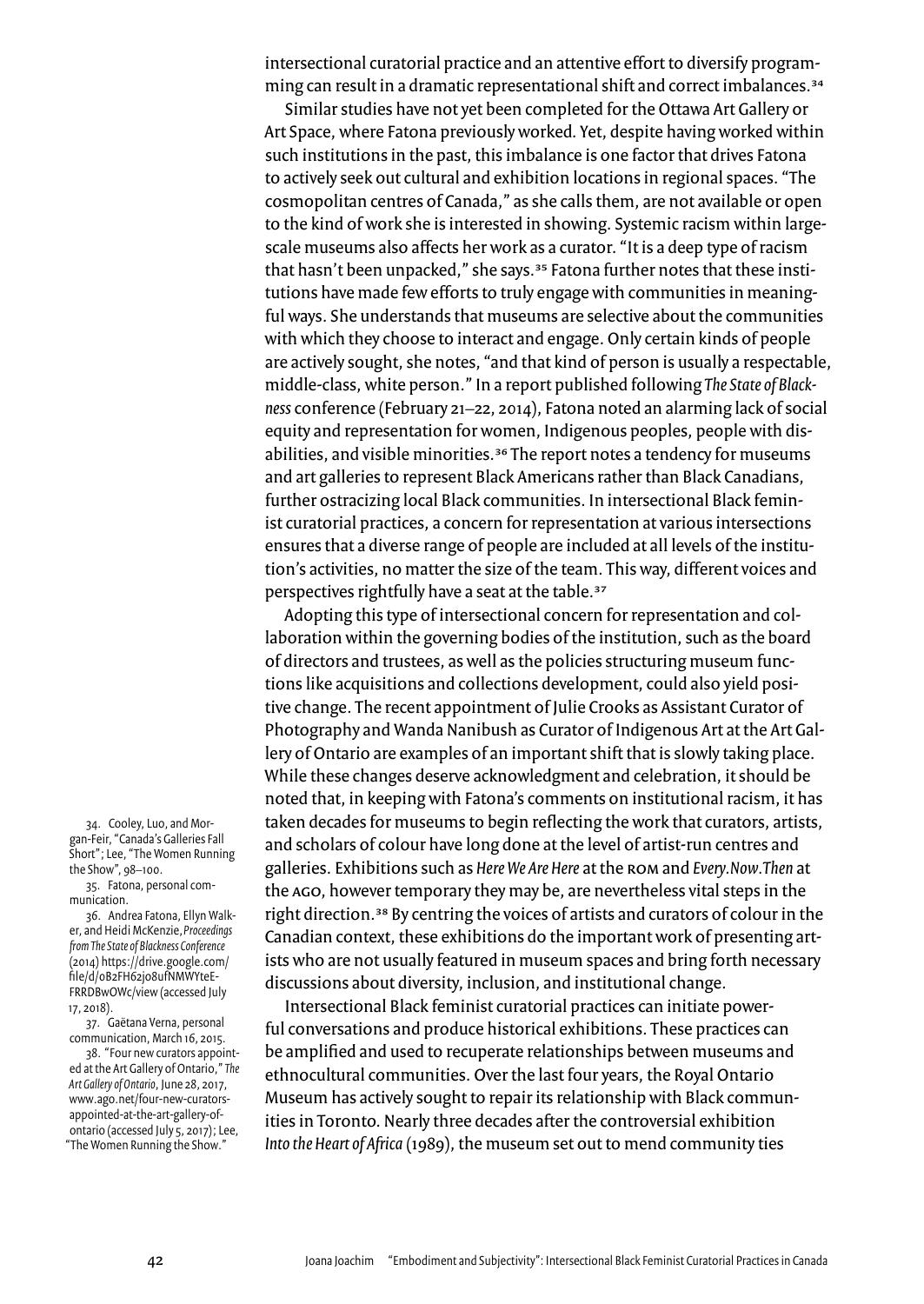intersectional curatorial practice and an attentive effort to diversify programming can result in a dramatic representational shift and correct imbalances.[34]

Similar studies have not yet been completed for the Ottawa Art Gallery or Art Space, where Fatona previously worked. Yet, despite having worked within such institutions in the past, this imbalance is one factor that drives Fatona to actively seek out cultural and exhibition locations in regional spaces. "The cosmopolitan centres of Canada," as she calls them, are not available or open to the kind of work she is interested in showing. Systemic racism within large-scale museums also affects her work as a curator. "It is a deep type of racism that hasn't been unpacked," she says.[35] Fatona further notes that these institutions have made few efforts to truly engage with communities in meaningful ways. She understands that museums are selective about the communities with which they choose to interact and engage. Only certain kinds of people are actively sought, she notes, "and that kind of person is usually a respectable, middle-class, white person." In a report published following *The State of Blackness* conference (February 21–22, 2014), Fatona noted an alarming lack of social equity and representation for women, Indigenous peoples, people with disabilities, and visible minorities.[36] The report notes a tendency for museums and art galleries to represent Black Americans rather than Black Canadians, further ostracizing local Black communities. In intersectional Black feminist curatorial practices, a concern for representation at various intersections ensures that a diverse range of people are included at all levels of the institution's activities, no matter the size of the team. This way, different voices and perspectives rightfully have a seat at the table.[37]

Adopting this type of intersectional concern for representation and collaboration within the governing bodies of the institution, such as the board of directors and trustees, as well as the policies structuring museum functions like acquisitions and collections development, could also yield positive change. The recent appointment of Julie Crooks as Assistant Curator of Photography and Wanda Nanibush as Curator of Indigenous Art at the Art Gallery of Ontario are examples of an important shift that is slowly taking place. While these changes deserve acknowledgment and celebration, it should be noted that, in keeping with Fatona's comments on institutional racism, it has taken decades for museums to begin reflecting the work that curators, artists, and scholars of colour have long done at the level of artist-run centres and galleries. Exhibitions such as *Here We Are Here* at the ROM and *Every.Now.Then* at the AGO, however temporary they may be, are nevertheless vital steps in the right direction.[38] By centring the voices of artists and curators of colour in the Canadian context, these exhibitions do the important work of presenting artists who are not usually featured in museum spaces and bring forth necessary discussions about diversity, inclusion, and institutional change.

Intersectional Black feminist curatorial practices can initiate powerful conversations and produce historical exhibitions. These practices can be amplified and used to recuperate relationships between museums and ethnocultural communities. Over the last four years, the Royal Ontario Museum has actively sought to repair its relationship with Black communities in Toronto. Nearly three decades after the controversial exhibition *Into the Heart of Africa* (1989), the museum set out to mend community ties

34. Cooley, Luo, and Morgan-Feir, "Canada's Galleries Fall Short"; Lee, "The Women Running the Show", 98–100.

35. Fatona, personal communication.

36. Andrea Fatona, Ellyn Walker, and Heidi McKenzie, *Proceedings from The State of Blackness Conference* (2014) https://drive.google.com/file/d/0B2FH62jo8ufNMWYteEFRRDBwOWc/view (accessed July 17, 2018).

37. Gaëtana Verna, personal communication, March 16, 2015.

38. "Four new curators appointed at the Art Gallery of Ontario," *The Art Gallery of Ontario*, June 28, 2017, www.ago.net/four-new-curators-appointed-at-the-art-gallery-of-ontario (accessed July 5, 2017); Lee, "The Women Running the Show."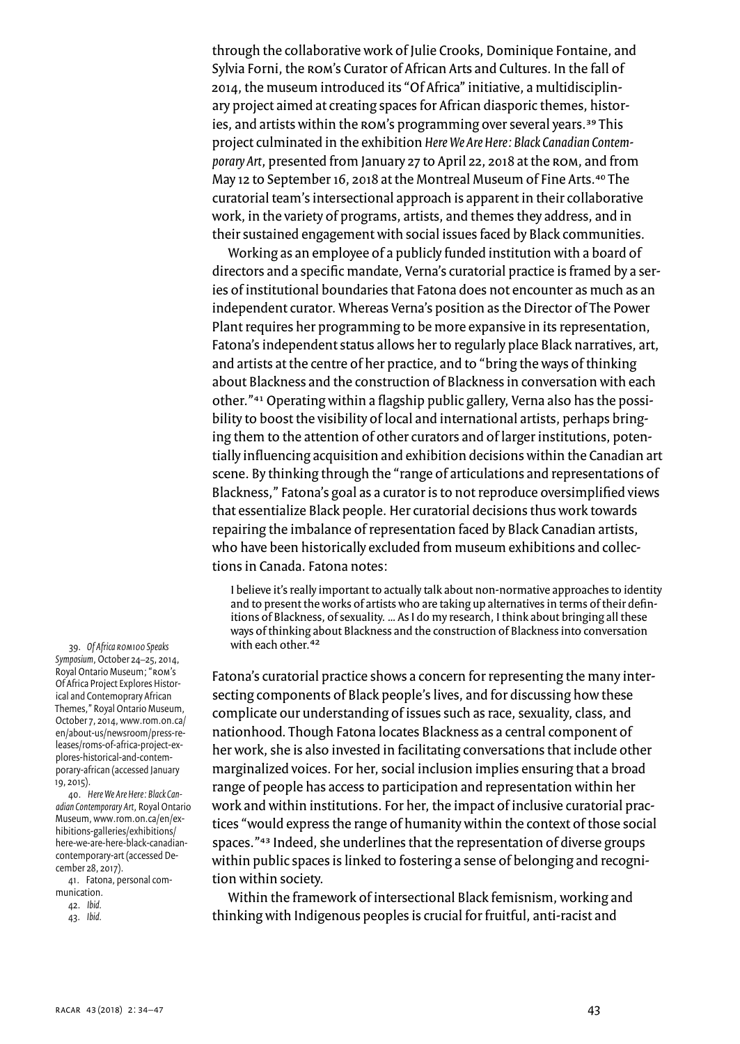through the collaborative work of Julie Crooks, Dominique Fontaine, and Sylvia Forni, the ROM's Curator of African Arts and Cultures. In the fall of 2014, the museum introduced its "Of Africa" initiative, a multidisciplinary project aimed at creating spaces for African diasporic themes, histories, and artists within the ROM's programming over several years.[39] This project culminated in the exhibition *Here We Are Here: Black Canadian Contemporary Art*, presented from January 27 to April 22, 2018 at the ROM, and from May 12 to September 16, 2018 at the Montreal Museum of Fine Arts.[40] The curatorial team's intersectional approach is apparent in their collaborative work, in the variety of programs, artists, and themes they address, and in their sustained engagement with social issues faced by Black communities.

Working as an employee of a publicly funded institution with a board of directors and a specific mandate, Verna's curatorial practice is framed by a series of institutional boundaries that Fatona does not encounter as much as an independent curator. Whereas Verna's position as the Director of The Power Plant requires her programming to be more expansive in its representation, Fatona's independent status allows her to regularly place Black narratives, art, and artists at the centre of her practice, and to "bring the ways of thinking about Blackness and the construction of Blackness in conversation with each other."[41] Operating within a flagship public gallery, Verna also has the possibility to boost the visibility of local and international artists, perhaps bringing them to the attention of other curators and of larger institutions, potentially influencing acquisition and exhibition decisions within the Canadian art scene. By thinking through the "range of articulations and representations of Blackness," Fatona's goal as a curator is to not reproduce oversimplified views that essentialize Black people. Her curatorial decisions thus work towards repairing the imbalance of representation faced by Black Canadian artists, who have been historically excluded from museum exhibitions and collections in Canada. Fatona notes:

> I believe it's really important to actually talk about non-normative approaches to identity and to present the works of artists who are taking up alternatives in terms of their definitions of Blackness, of sexuality. … As I do my research, I think about bringing all these ways of thinking about Blackness and the construction of Blackness into conversation with each other.[42]

Fatona's curatorial practice shows a concern for representing the many intersecting components of Black people's lives, and for discussing how these complicate our understanding of issues such as race, sexuality, class, and nationhood. Though Fatona locates Blackness as a central component of her work, she is also invested in facilitating conversations that include other marginalized voices. For her, social inclusion implies ensuring that a broad range of people has access to participation and representation within her work and within institutions. For her, the impact of inclusive curatorial practices "would express the range of humanity within the context of those social spaces."[43] Indeed, she underlines that the representation of diverse groups within public spaces is linked to fostering a sense of belonging and recognition within society.

Within the framework of intersectional Black femisnism, working and thinking with Indigenous peoples is crucial for fruitful, anti-racist and

39. *Of Africa ROM100 Speaks Symposium*, October 24–25, 2014, Royal Ontario Museum; "ROM's Of Africa Project Explores Historical and Contemoprary African Themes," Royal Ontario Museum, October 7, 2014, www.rom.on.ca/en/about-us/newsroom/press-releases/roms-of-africa-project-explores-historical-and-contemporary-african (accessed January 19, 2015).

40. *Here We Are Here: Black Canadian Contemporary Art*, Royal Ontario Museum, www.rom.on.ca/en/exhibitions-galleries/exhibitions/here-we-are-here-black-canadian-contemporary-art (accessed December 28, 2017).

41. Fatona, personal communication.

42. *Ibid.*

43. *Ibid.*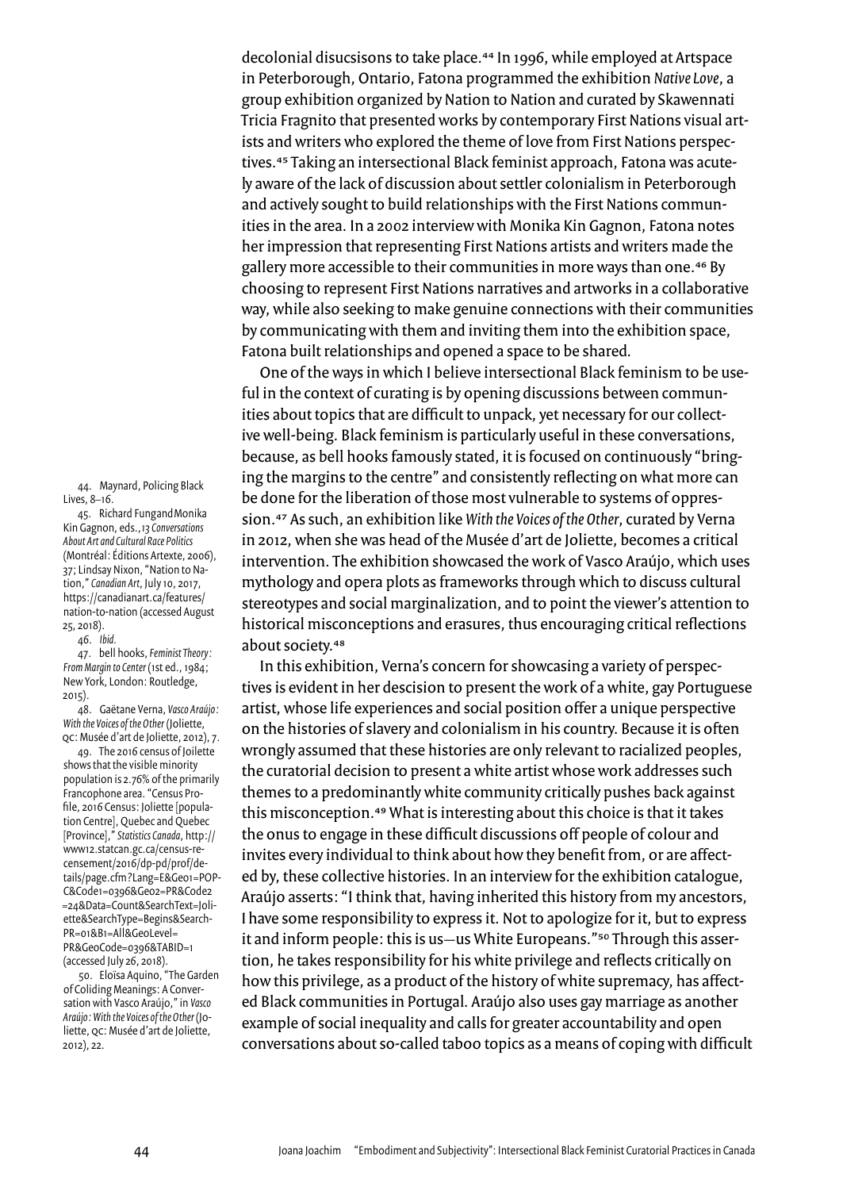decolonial disucsisons to take place.[44] In 1996, while employed at Artspace in Peterborough, Ontario, Fatona programmed the exhibition *Native Love*, a group exhibition organized by Nation to Nation and curated by Skawennati Tricia Fragnito that presented works by contemporary First Nations visual artists and writers who explored the theme of love from First Nations perspectives.[45] Taking an intersectional Black feminist approach, Fatona was acutely aware of the lack of discussion about settler colonialism in Peterborough and actively sought to build relationships with the First Nations communities in the area. In a 2002 interview with Monika Kin Gagnon, Fatona notes her impression that representing First Nations artists and writers made the gallery more accessible to their communities in more ways than one.[46] By choosing to represent First Nations narratives and artworks in a collaborative way, while also seeking to make genuine connections with their communities by communicating with them and inviting them into the exhibition space, Fatona built relationships and opened a space to be shared.

One of the ways in which I believe intersectional Black feminism to be useful in the context of curating is by opening discussions between communities about topics that are difficult to unpack, yet necessary for our collective well-being. Black feminism is particularly useful in these conversations, because, as bell hooks famously stated, it is focused on continuously "bringing the margins to the centre" and consistently reflecting on what more can be done for the liberation of those most vulnerable to systems of oppression.[47] As such, an exhibition like *With the Voices of the Other*, curated by Verna in 2012, when she was head of the Musée d'art de Joliette, becomes a critical intervention. The exhibition showcased the work of Vasco Araújo, which uses mythology and opera plots as frameworks through which to discuss cultural stereotypes and social marginalization, and to point the viewer's attention to historical misconceptions and erasures, thus encouraging critical reflections about society.[48]

In this exhibition, Verna's concern for showcasing a variety of perspectives is evident in her descision to present the work of a white, gay Portuguese artist, whose life experiences and social position offer a unique perspective on the histories of slavery and colonialism in his country. Because it is often wrongly assumed that these histories are only relevant to racialized peoples, the curatorial decision to present a white artist whose work addresses such themes to a predominantly white community critically pushes back against this misconception.[49] What is interesting about this choice is that it takes the onus to engage in these difficult discussions off people of colour and invites every individual to think about how they benefit from, or are affected by, these collective histories. In an interview for the exhibition catalogue, Araújo asserts: "I think that, having inherited this history from my ancestors, I have some responsibility to express it. Not to apologize for it, but to express it and inform people: this is us—us White Europeans."[50] Through this assertion, he takes responsibility for his white privilege and reflects critically on how this privilege, as a product of the history of white supremacy, has affected Black communities in Portugal. Araújo also uses gay marriage as another example of social inequality and calls for greater accountability and open conversations about so-called taboo topics as a means of coping with difficult

44. Maynard, Policing Black Lives, 8–16.

45. Richard Fung and Monika Kin Gagnon, eds., *13 Conversations About Art and Cultural Race Politics* (Montréal: Éditions Artexte, 2006), 37; Lindsay Nixon, "Nation to Nation," *Canadian Art*, July 10, 2017, https://canadianart.ca/features/nation-to-nation (accessed August 25, 2018).

46. *Ibid.*

47. bell hooks, *Feminist Theory: From Margin to Center* (1st ed., 1984; New York, London: Routledge, 2015).

48. Gaëtane Verna, *Vasco Araújo: With the Voices of the Other* (Joliette, QC: Musée d'art de Joliette, 2012), 7.

49. The 2016 census of Joilette shows that the visible minority population is 2.76% of the primarily Francophone area. "Census Profile, 2016 Census: Joliette [population Centre], Quebec and Quebec [Province]," *Statistics Canada*, http://www12.statcan.gc.ca/census-recensement/2016/dp-pd/prof/details/page.cfm?Lang=E&Geo1=POPC&Code1=0396&Geo2=PR&Code2=24&Data=Count&SearchText=Joliette&SearchType=Begins&SearchPR=01&B1=All&GeoLevel=PR&GeoCode=0396&TABID=1 (accessed July 26, 2018).

50. Eloïsa Aquino, "The Garden of Coliding Meanings: A Conversation with Vasco Araújo," in *Vasco Araújo: With the Voices of the Other* (Joliette, QC: Musée d'art de Joliette, 2012), 22.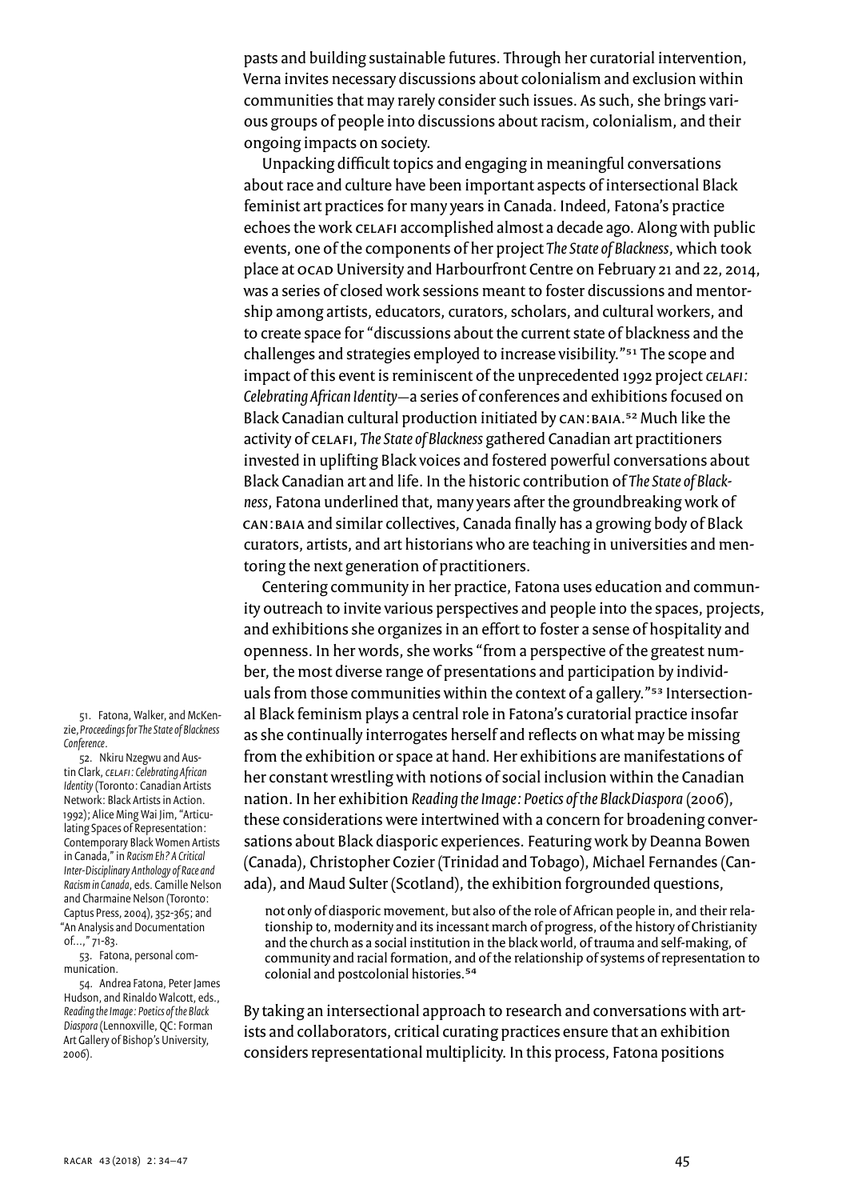pasts and building sustainable futures. Through her curatorial intervention, Verna invites necessary discussions about colonialism and exclusion within communities that may rarely consider such issues. As such, she brings various groups of people into discussions about racism, colonialism, and their ongoing impacts on society.

Unpacking difficult topics and engaging in meaningful conversations about race and culture have been important aspects of intersectional Black feminist art practices for many years in Canada. Indeed, Fatona's practice echoes the work CELAFI accomplished almost a decade ago. Along with public events, one of the components of her project *The State of Blackness*, which took place at OCAD University and Harbourfront Centre on February 21 and 22, 2014, was a series of closed work sessions meant to foster discussions and mentorship among artists, educators, curators, scholars, and cultural workers, and to create space for "discussions about the current state of blackness and the challenges and strategies employed to increase visibility."[51] The scope and impact of this event is reminiscent of the unprecedented 1992 project *CELAFI: Celebrating African Identity*—a series of conferences and exhibitions focused on Black Canadian cultural production initiated by CAN:BAIA.[52] Much like the activity of CELAFI, *The State of Blackness* gathered Canadian art practitioners invested in uplifting Black voices and fostered powerful conversations about Black Canadian art and life. In the historic contribution of *The State of Blackness*, Fatona underlined that, many years after the groundbreaking work of CAN:BAIA and similar collectives, Canada finally has a growing body of Black curators, artists, and art historians who are teaching in universities and mentoring the next generation of practitioners.

Centering community in her practice, Fatona uses education and community outreach to invite various perspectives and people into the spaces, projects, and exhibitions she organizes in an effort to foster a sense of hospitality and openness. In her words, she works "from a perspective of the greatest number, the most diverse range of presentations and participation by individuals from those communities within the context of a gallery."[53] Intersectional Black feminism plays a central role in Fatona's curatorial practice insofar as she continually interrogates herself and reflects on what may be missing from the exhibition or space at hand. Her exhibitions are manifestations of her constant wrestling with notions of social inclusion within the Canadian nation. In her exhibition *Reading the Image: Poetics of the BlackDiaspora* (2006), these considerations were intertwined with a concern for broadening conversations about Black diasporic experiences. Featuring work by Deanna Bowen (Canada), Christopher Cozier (Trinidad and Tobago), Michael Fernandes (Canada), and Maud Sulter (Scotland), the exhibition forgrounded questions,

> not only of diasporic movement, but also of the role of African people in, and their relationship to, modernity and its incessant march of progress, of the history of Christianity and the church as a social institution in the black world, of trauma and self-making, of community and racial formation, and of the relationship of systems of representation to colonial and postcolonial histories.[54]

By taking an intersectional approach to research and conversations with artists and collaborators, critical curating practices ensure that an exhibition considers representational multiplicity. In this process, Fatona positions

51. Fatona, Walker, and McKenzie, *Proceedings for The State of Blackness Conference*.

52. Nkiru Nzegwu and Austin Clark, *CELAFI: Celebrating African Identity* (Toronto: Canadian Artists Network: Black Artists in Action. 1992); Alice Ming Wai Jim, "Articulating Spaces of Representation: Contemporary Black Women Artists in Canada," in *Racism Eh? A Critical Inter-Disciplinary Anthology of Race and Racism in Canada*, eds. Camille Nelson and Charmaine Nelson (Toronto: Captus Press, 2004), 352–365; and "An Analysis and Documentation of…," 71–83.

53. Fatona, personal communication.

54. Andrea Fatona, Peter James Hudson, and Rinaldo Walcott, eds., *Reading the Image: Poetics of the Black Diaspora* (Lennoxville, QC: Forman Art Gallery of Bishop's University, 2006).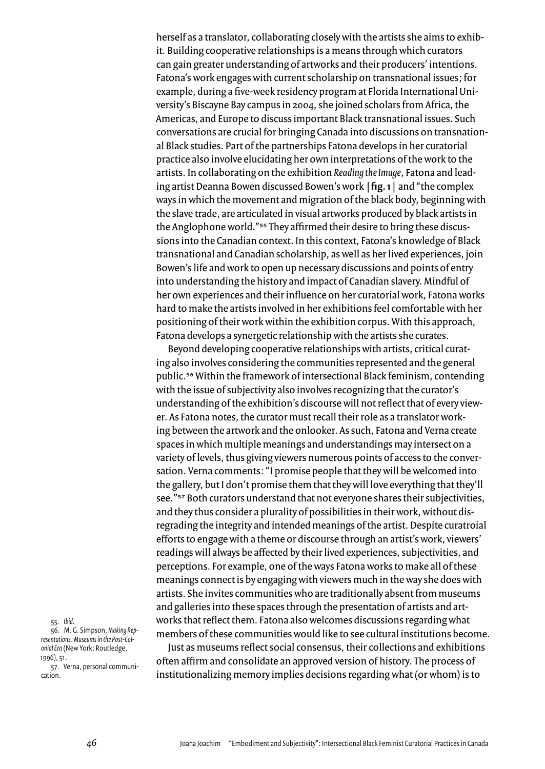herself as a translator, collaborating closely with the artists she aims to exhibit. Building cooperative relationships is a means through which curators can gain greater understanding of artworks and their producers' intentions. Fatona's work engages with current scholarship on transnational issues; for example, during a five-week residency program at Florida International University's Biscayne Bay campus in 2004, she joined scholars from Africa, the Americas, and Europe to discuss important Black transnational issues. Such conversations are crucial for bringing Canada into discussions on transnational Black studies. Part of the partnerships Fatona develops in her curatorial practice also involve elucidating her own interpretations of the work to the artists. In collaborating on the exhibition *Reading the Image*, Fatona and leading artist Deanna Bowen discussed Bowen's work | **fig. 1** | and "the complex ways in which the movement and migration of the black body, beginning with the slave trade, are articulated in visual artworks produced by black artists in the Anglophone world."[55] They affirmed their desire to bring these discussions into the Canadian context. In this context, Fatona's knowledge of Black transnational and Canadian scholarship, as well as her lived experiences, join Bowen's life and work to open up necessary discussions and points of entry into understanding the history and impact of Canadian slavery. Mindful of her own experiences and their influence on her curatorial work, Fatona works hard to make the artists involved in her exhibitions feel comfortable with her positioning of their work within the exhibition corpus. With this approach, Fatona develops a synergetic relationship with the artists she curates.

Beyond developing cooperative relationships with artists, critical curating also involves considering the communities represented and the general public.[56] Within the framework of intersectional Black feminism, contending with the issue of subjectivity also involves recognizing that the curator's understanding of the exhibition's discourse will not reflect that of every viewer. As Fatona notes, the curator must recall their role as a translator working between the artwork and the onlooker. As such, Fatona and Verna create spaces in which multiple meanings and understandings may intersect on a variety of levels, thus giving viewers numerous points of access to the conversation. Verna comments: "I promise people that they will be welcomed into the gallery, but I don't promise them that they will love everything that they'll see."[57] Both curators understand that not everyone shares their subjectivities, and they thus consider a plurality of possibilities in their work, without disregrading the integrity and intended meanings of the artist. Despite curatroial efforts to engage with a theme or discourse through an artist's work, viewers' readings will always be affected by their lived experiences, subjectivities, and perceptions. For example, one of the ways Fatona works to make all of these meanings connect is by engaging with viewers much in the way she does with artists. She invites communities who are traditionally absent from museums and galleries into these spaces through the presentation of artists and artworks that reflect them. Fatona also welcomes discussions regarding what members of these communities would like to see cultural institutions become.

Just as museums reflect social consensus, their collections and exhibitions often affirm and consolidate an approved version of history. The process of institutionalizing memory implies decisions regarding what (or whom) is to

55. *Ibid.*

56. M. G. Simpson, *Making Representations: Museums in the Post-Colonial Era* (New York: Routledge, 1996), 51.

57. Verna, personal communication.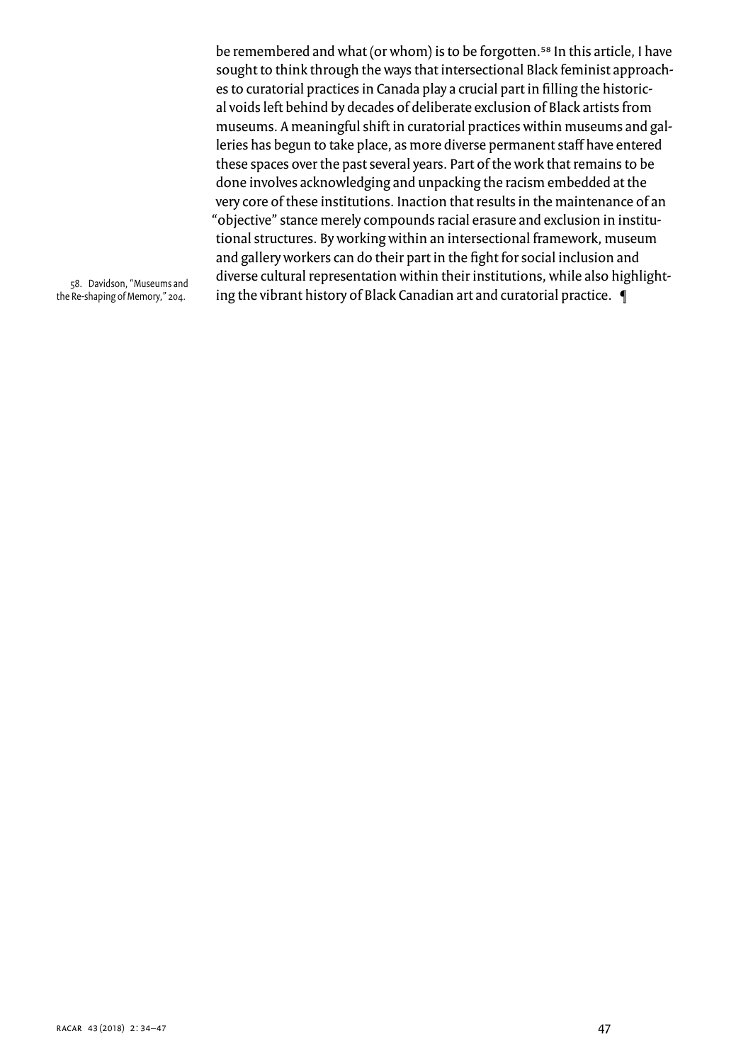be remembered and what (or whom) is to be forgotten.[58] In this article, I have sought to think through the ways that intersectional Black feminist approaches to curatorial practices in Canada play a crucial part in filling the historical voids left behind by decades of deliberate exclusion of Black artists from museums. A meaningful shift in curatorial practices within museums and galleries has begun to take place, as more diverse permanent staff have entered these spaces over the past several years. Part of the work that remains to be done involves acknowledging and unpacking the racism embedded at the very core of these institutions. Inaction that results in the maintenance of an "objective" stance merely compounds racial erasure and exclusion in institutional structures. By working within an intersectional framework, museum and gallery workers can do their part in the fight for social inclusion and diverse cultural representation within their institutions, while also highlighting the vibrant history of Black Canadian art and curatorial practice. ¶

58. Davidson, "Museums and the Re-shaping of Memory," 204.